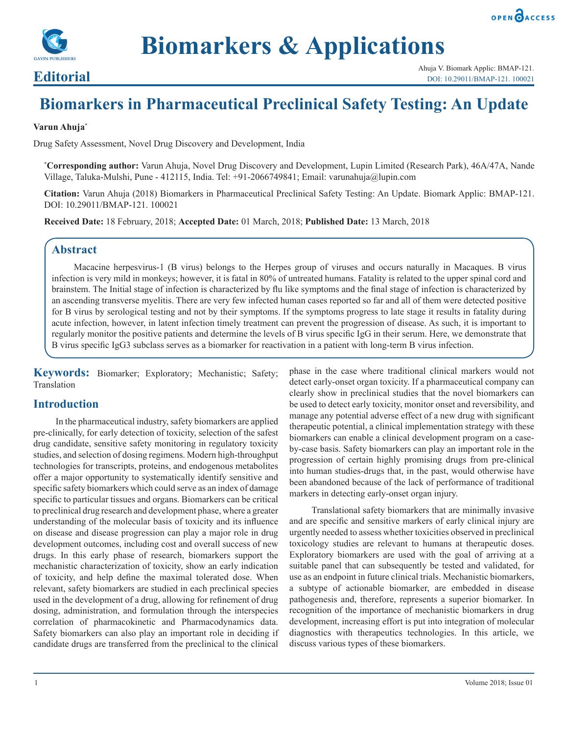# Biomarkers & Applications

## Editorial

Ahuja V. Biomark Applic: BMAP-121.
DOI: 10.29011/BMAP-121. 100021

# Biomarkers in Pharmaceutical Preclinical Safety Testing: An Update

**Varun Ahuja***

Drug Safety Assessment, Novel Drug Discovery and Development, India

***Corresponding author:** Varun Ahuja, Novel Drug Discovery and Development, Lupin Limited (Research Park), 46A/47A, Nande Village, Taluka-Mulshi, Pune - 412115, India. Tel: +91-2066749841; Email: varunahuja@lupin.com

**Citation:** Varun Ahuja (2018) Biomarkers in Pharmaceutical Preclinical Safety Testing: An Update. Biomark Applic: BMAP-121. DOI: 10.29011/BMAP-121. 100021

**Received Date:** 18 February, 2018; **Accepted Date:** 01 March, 2018; **Published Date:** 13 March, 2018

## Abstract

Macacine herpesvirus-1 (B virus) belongs to the Herpes group of viruses and occurs naturally in Macaques. B virus infection is very mild in monkeys; however, it is fatal in 80% of untreated humans. Fatality is related to the upper spinal cord and brainstem. The Initial stage of infection is characterized by flu like symptoms and the final stage of infection is characterized by an ascending transverse myelitis. There are very few infected human cases reported so far and all of them were detected positive for B virus by serological testing and not by their symptoms. If the symptoms progress to late stage it results in fatality during acute infection, however, in latent infection timely treatment can prevent the progression of disease. As such, it is important to regularly monitor the positive patients and determine the levels of B virus specific IgG in their serum. Here, we demonstrate that B virus specific IgG3 subclass serves as a biomarker for reactivation in a patient with long-term B virus infection.

**Keywords:** Biomarker; Exploratory; Mechanistic; Safety; Translation

## Introduction

In the pharmaceutical industry, safety biomarkers are applied pre-clinically, for early detection of toxicity, selection of the safest drug candidate, sensitive safety monitoring in regulatory toxicity studies, and selection of dosing regimens. Modern high-throughput technologies for transcripts, proteins, and endogenous metabolites offer a major opportunity to systematically identify sensitive and specific safety biomarkers which could serve as an index of damage specific to particular tissues and organs. Biomarkers can be critical to preclinical drug research and development phase, where a greater understanding of the molecular basis of toxicity and its influence on disease and disease progression can play a major role in drug development outcomes, including cost and overall success of new drugs. In this early phase of research, biomarkers support the mechanistic characterization of toxicity, show an early indication of toxicity, and help define the maximal tolerated dose. When relevant, safety biomarkers are studied in each preclinical species used in the development of a drug, allowing for refinement of drug dosing, administration, and formulation through the interspecies correlation of pharmacokinetic and Pharmacodynamics data. Safety biomarkers can also play an important role in deciding if candidate drugs are transferred from the preclinical to the clinical phase in the case where traditional clinical markers would not detect early-onset organ toxicity. If a pharmaceutical company can clearly show in preclinical studies that the novel biomarkers can be used to detect early toxicity, monitor onset and reversibility, and manage any potential adverse effect of a new drug with significant therapeutic potential, a clinical implementation strategy with these biomarkers can enable a clinical development program on a case-by-case basis. Safety biomarkers can play an important role in the progression of certain highly promising drugs from pre-clinical into human studies-drugs that, in the past, would otherwise have been abandoned because of the lack of performance of traditional markers in detecting early-onset organ injury.

Translational safety biomarkers that are minimally invasive and are specific and sensitive markers of early clinical injury are urgently needed to assess whether toxicities observed in preclinical toxicology studies are relevant to humans at therapeutic doses. Exploratory biomarkers are used with the goal of arriving at a suitable panel that can subsequently be tested and validated, for use as an endpoint in future clinical trials. Mechanistic biomarkers, a subtype of actionable biomarker, are embedded in disease pathogenesis and, therefore, represents a superior biomarker. In recognition of the importance of mechanistic biomarkers in drug development, increasing effort is put into integration of molecular diagnostics with therapeutics technologies. In this article, we discuss various types of these biomarkers.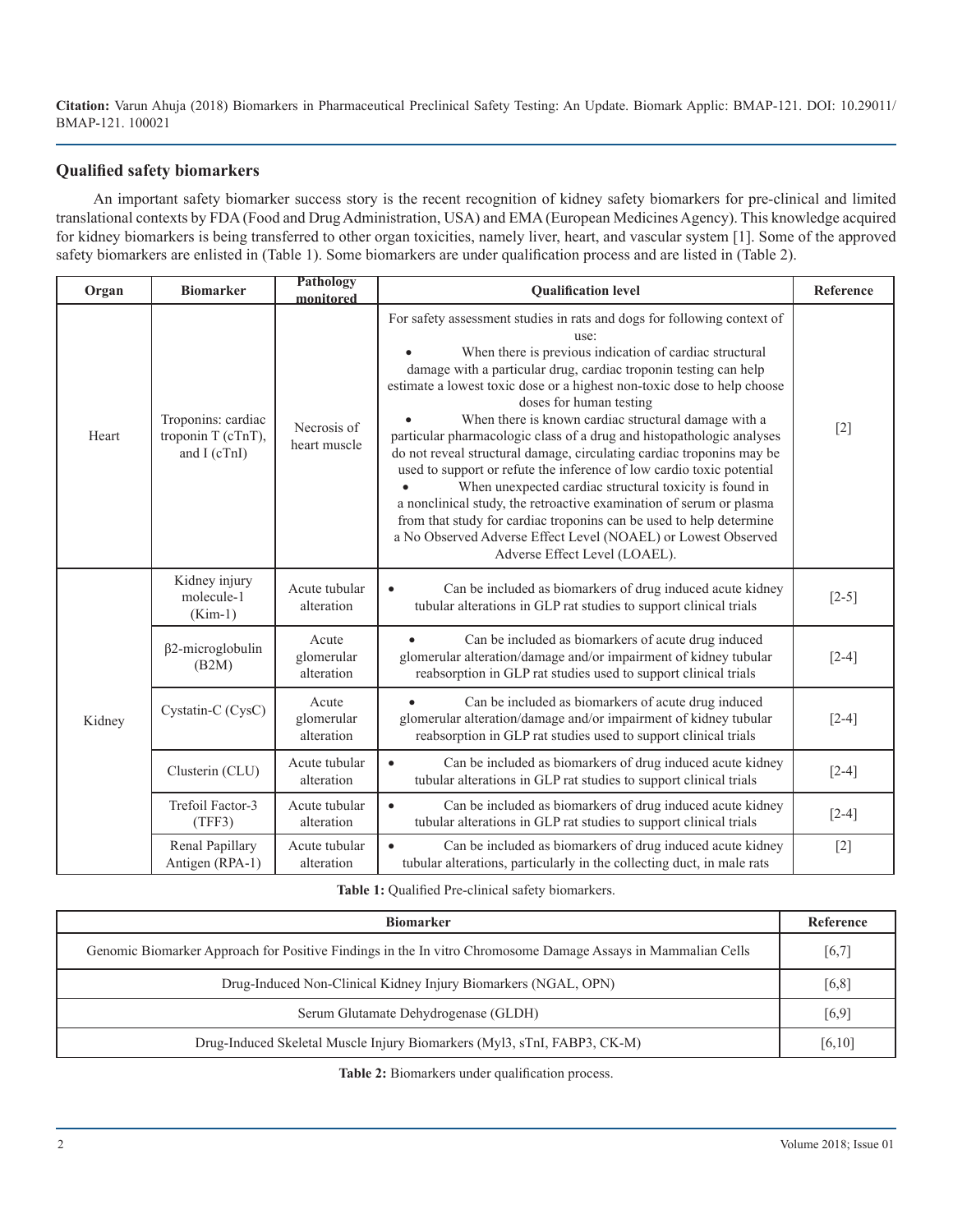**Citation:** Varun Ahuja (2018) Biomarkers in Pharmaceutical Preclinical Safety Testing: An Update. Biomark Applic: BMAP-121. DOI: 10.29011/BMAP-121. 100021

## Qualified safety biomarkers

An important safety biomarker success story is the recent recognition of kidney safety biomarkers for pre-clinical and limited translational contexts by FDA (Food and Drug Administration, USA) and EMA (European Medicines Agency). This knowledge acquired for kidney biomarkers is being transferred to other organ toxicities, namely liver, heart, and vascular system [1]. Some of the approved safety biomarkers are enlisted in (Table 1). Some biomarkers are under qualification process and are listed in (Table 2).

| Organ | Biomarker | Pathology monitored | Qualification level | Reference |
|---|---|---|---|---|
| Heart | Troponins: cardiac troponin T (cTnT), and I (cTnI) | Necrosis of heart muscle | For safety assessment studies in rats and dogs for following context of use: • When there is previous indication of cardiac structural damage with a particular drug, cardiac troponin testing can help estimate a lowest toxic dose or a highest non-toxic dose to help choose doses for human testing • When there is known cardiac structural damage with a particular pharmacologic class of a drug and histopathologic analyses do not reveal structural damage, circulating cardiac troponins may be used to support or refute the inference of low cardio toxic potential • When unexpected cardiac structural toxicity is found in a nonclinical study, the retroactive examination of serum or plasma from that study for cardiac troponins can be used to help determine a No Observed Adverse Effect Level (NOAEL) or Lowest Observed Adverse Effect Level (LOAEL). | [2] |
| Kidney | Kidney injury molecule-1 (Kim-1) | Acute tubular alteration | • Can be included as biomarkers of drug induced acute kidney tubular alterations in GLP rat studies to support clinical trials | [2-5] |
| | β2-microglobulin (B2M) | Acute glomerular alteration | • Can be included as biomarkers of acute drug induced glomerular alteration/damage and/or impairment of kidney tubular reabsorption in GLP rat studies used to support clinical trials | [2-4] |
| | Cystatin-C (CysC) | Acute glomerular alteration | • Can be included as biomarkers of acute drug induced glomerular alteration/damage and/or impairment of kidney tubular reabsorption in GLP rat studies used to support clinical trials | [2-4] |
| | Clusterin (CLU) | Acute tubular alteration | • Can be included as biomarkers of drug induced acute kidney tubular alterations in GLP rat studies to support clinical trials | [2-4] |
| | Trefoil Factor-3 (TFF3) | Acute tubular alteration | • Can be included as biomarkers of drug induced acute kidney tubular alterations in GLP rat studies to support clinical trials | [2-4] |
| | Renal Papillary Antigen (RPA-1) | Acute tubular alteration | • Can be included as biomarkers of drug induced acute kidney tubular alterations, particularly in the collecting duct, in male rats | [2] |

**Table 1:** Qualified Pre-clinical safety biomarkers.

| Biomarker | Reference |
|---|---|
| Genomic Biomarker Approach for Positive Findings in the In vitro Chromosome Damage Assays in Mammalian Cells | [6,7] |
| Drug-Induced Non-Clinical Kidney Injury Biomarkers (NGAL, OPN) | [6,8] |
| Serum Glutamate Dehydrogenase (GLDH) | [6,9] |
| Drug-Induced Skeletal Muscle Injury Biomarkers (Myl3, sTnI, FABP3, CK-M) | [6,10] |

**Table 2:** Biomarkers under qualification process.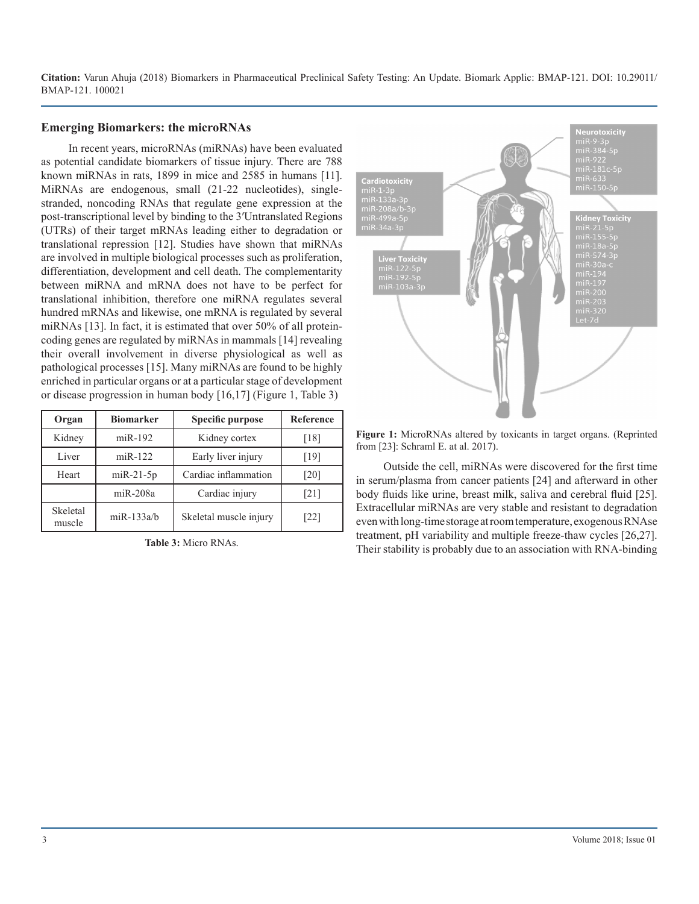## Emerging Biomarkers: the microRNAs

In recent years, microRNAs (miRNAs) have been evaluated as potential candidate biomarkers of tissue injury. There are 788 known miRNAs in rats, 1899 in mice and 2585 in humans [11]. MiRNAs are endogenous, small (21-22 nucleotides), single-stranded, noncoding RNAs that regulate gene expression at the post-transcriptional level by binding to the 3′Untranslated Regions (UTRs) of their target mRNAs leading either to degradation or translational repression [12]. Studies have shown that miRNAs are involved in multiple biological processes such as proliferation, differentiation, development and cell death. The complementarity between miRNA and mRNA does not have to be perfect for translational inhibition, therefore one miRNA regulates several hundred mRNAs and likewise, one mRNA is regulated by several miRNAs [13]. In fact, it is estimated that over 50% of all protein-coding genes are regulated by miRNAs in mammals [14] revealing their overall involvement in diverse physiological as well as pathological processes [15]. Many miRNAs are found to be highly enriched in particular organs or at a particular stage of development or disease progression in human body [16,17] (Figure 1, Table 3)

| Organ | Biomarker | Specific purpose | Reference |
|---|---|---|---|
| Kidney | miR-192 | Kidney cortex | [18] |
| Liver | miR-122 | Early liver injury | [19] |
| Heart | miR-21-5p | Cardiac inflammation | [20] |
| | miR-208a | Cardiac injury | [21] |
| Skeletal muscle | miR-133a/b | Skeletal muscle injury | [22] |

**Table 3:** Micro RNAs.

Neurotoxicity: miR-9-3p, miR-384-5p, miR-922, miR-181c-5p, miR-633, miR-150-5p

Cardiotoxicity: miR-1-3p, miR-133a-3p, miR-208a/b-3p, miR-499a-5p, miR-34a-3p

Kidney Toxicity: miR-21-5p, miR-155-5p, miR-18a-5p, miR-574-3p, miR-30a-c, miR-194, miR-197, miR-200, miR-203, miR-320, Let-7d

Liver Toxicity: miR-122-5p, miR-192-5p, miR-103a-3p

**Figure 1:** MicroRNAs altered by toxicants in target organs. (Reprinted from [23]: Schraml E. at al. 2017).

Outside the cell, miRNAs were discovered for the first time in serum/plasma from cancer patients [24] and afterward in other body fluids like urine, breast milk, saliva and cerebral fluid [25]. Extracellular miRNAs are very stable and resistant to degradation even with long-time storage at room temperature, exogenous RNAse treatment, pH variability and multiple freeze-thaw cycles [26,27]. Their stability is probably due to an association with RNA-binding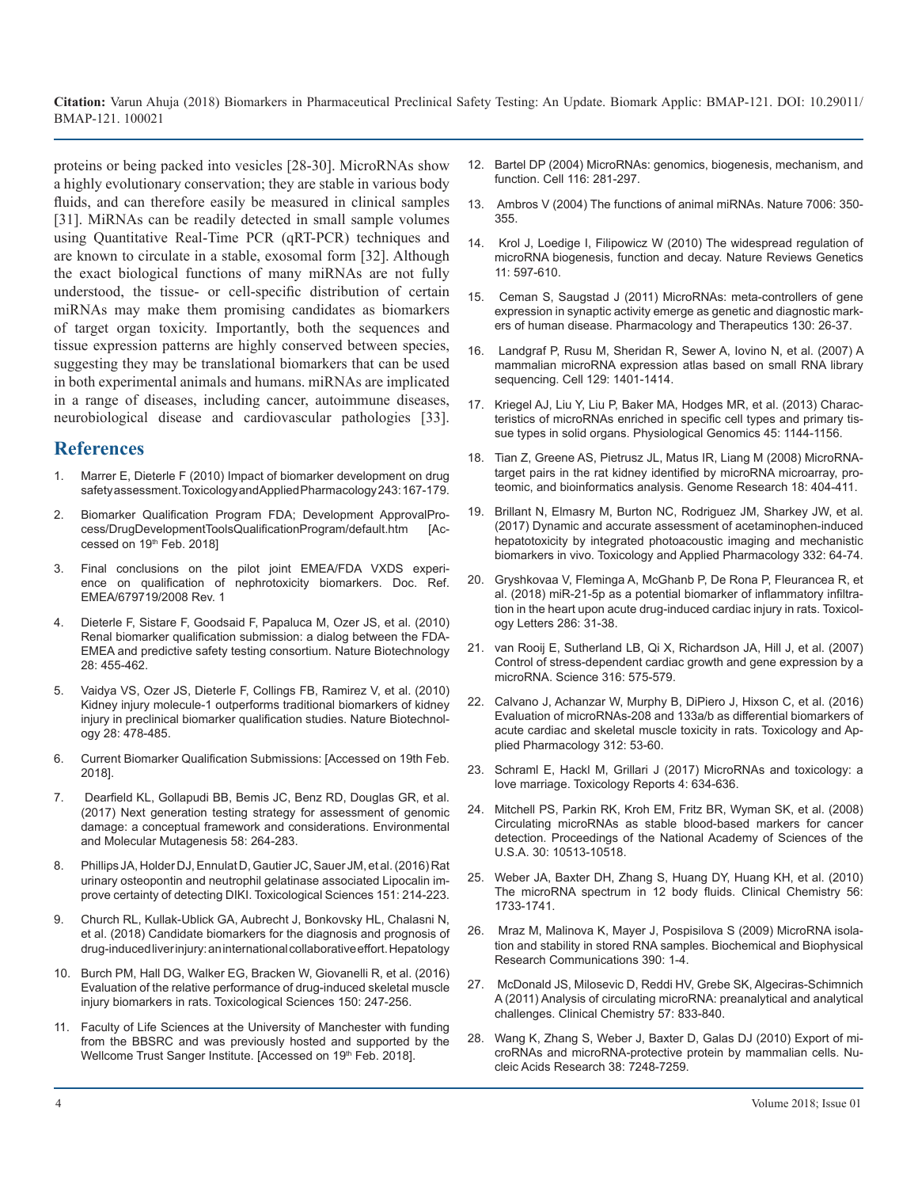proteins or being packed into vesicles [28-30]. MicroRNAs show a highly evolutionary conservation; they are stable in various body fluids, and can therefore easily be measured in clinical samples [31]. MiRNAs can be readily detected in small sample volumes using Quantitative Real-Time PCR (qRT-PCR) techniques and are known to circulate in a stable, exosomal form [32]. Although the exact biological functions of many miRNAs are not fully understood, the tissue- or cell-specific distribution of certain miRNAs may make them promising candidates as biomarkers of target organ toxicity. Importantly, both the sequences and tissue expression patterns are highly conserved between species, suggesting they may be translational biomarkers that can be used in both experimental animals and humans. miRNAs are implicated in a range of diseases, including cancer, autoimmune diseases, neurobiological disease and cardiovascular pathologies [33].

## References

1. Marrer E, Dieterle F (2010) Impact of biomarker development on drug safety assessment. Toxicology and Applied Pharmacology 243: 167-179.
2. Biomarker Qualification Program FDA; Development ApprovalProcess/DrugDevelopmentToolsQualificationProgram/default.htm [Accessed on 19th Feb. 2018]
3. Final conclusions on the pilot joint EMEA/FDA VXDS experience on qualification of nephrotoxicity biomarkers. Doc. Ref. EMEA/679719/2008 Rev. 1
4. Dieterle F, Sistare F, Goodsaid F, Papaluca M, Ozer JS, et al. (2010) Renal biomarker qualification submission: a dialog between the FDA-EMEA and predictive safety testing consortium. Nature Biotechnology 28: 455-462.
5. Vaidya VS, Ozer JS, Dieterle F, Collings FB, Ramirez V, et al. (2010) Kidney injury molecule-1 outperforms traditional biomarkers of kidney injury in preclinical biomarker qualification studies. Nature Biotechnology 28: 478-485.
6. Current Biomarker Qualification Submissions: [Accessed on 19th Feb. 2018].
7. Dearfield KL, Gollapudi BB, Bemis JC, Benz RD, Douglas GR, et al. (2017) Next generation testing strategy for assessment of genomic damage: a conceptual framework and considerations. Environmental and Molecular Mutagenesis 58: 264-283.
8. Phillips JA, Holder DJ, Ennulat D, Gautier JC, Sauer JM, et al. (2016) Rat urinary osteopontin and neutrophil gelatinase associated Lipocalin improve certainty of detecting DIKI. Toxicological Sciences 151: 214-223.
9. Church RL, Kullak-Ublick GA, Aubrecht J, Bonkovsky HL, Chalasni N, et al. (2018) Candidate biomarkers for the diagnosis and prognosis of drug-induced liver injury: an international collaborative effort. Hepatology
10. Burch PM, Hall DG, Walker EG, Bracken W, Giovanelli R, et al. (2016) Evaluation of the relative performance of drug-induced skeletal muscle injury biomarkers in rats. Toxicological Sciences 150: 247-256.
11. Faculty of Life Sciences at the University of Manchester with funding from the BBSRC and was previously hosted and supported by the Wellcome Trust Sanger Institute. [Accessed on 19th Feb. 2018].
12. Bartel DP (2004) MicroRNAs: genomics, biogenesis, mechanism, and function. Cell 116: 281-297.
13. Ambros V (2004) The functions of animal miRNAs. Nature 7006: 350-355.
14. Krol J, Loedige I, Filipowicz W (2010) The widespread regulation of microRNA biogenesis, function and decay. Nature Reviews Genetics 11: 597-610.
15. Ceman S, Saugstad J (2011) MicroRNAs: meta-controllers of gene expression in synaptic activity emerge as genetic and diagnostic markers of human disease. Pharmacology and Therapeutics 130: 26-37.
16. Landgraf P, Rusu M, Sheridan R, Sewer A, Iovino N, et al. (2007) A mammalian microRNA expression atlas based on small RNA library sequencing. Cell 129: 1401-1414.
17. Kriegel AJ, Liu Y, Liu P, Baker MA, Hodges MR, et al. (2013) Characteristics of microRNAs enriched in specific cell types and primary tissue types in solid organs. Physiological Genomics 45: 1144-1156.
18. Tian Z, Greene AS, Pietrusz JL, Matus IR, Liang M (2008) MicroRNA-target pairs in the rat kidney identified by microRNA microarray, proteomic, and bioinformatics analysis. Genome Research 18: 404-411.
19. Brillant N, Elmasry M, Burton NC, Rodriguez JM, Sharkey JW, et al. (2017) Dynamic and accurate assessment of acetaminophen-induced hepatotoxicity by integrated photoacoustic imaging and mechanistic biomarkers in vivo. Toxicology and Applied Pharmacology 332: 64-74.
20. Gryshkovaa V, Fleminga A, McGhanb P, De Rona P, Fleurancea R, et al. (2018) miR-21-5p as a potential biomarker of inflammatory infiltration in the heart upon acute drug-induced cardiac injury in rats. Toxicology Letters 286: 31-38.
21. van Rooij E, Sutherland LB, Qi X, Richardson JA, Hill J, et al. (2007) Control of stress-dependent cardiac growth and gene expression by a microRNA. Science 316: 575-579.
22. Calvano J, Achanzar W, Murphy B, DiPiero J, Hixson C, et al. (2016) Evaluation of microRNAs-208 and 133a/b as differential biomarkers of acute cardiac and skeletal muscle toxicity in rats. Toxicology and Applied Pharmacology 312: 53-60.
23. Schraml E, Hackl M, Grillari J (2017) MicroRNAs and toxicology: a love marriage. Toxicology Reports 4: 634-636.
24. Mitchell PS, Parkin RK, Kroh EM, Fritz BR, Wyman SK, et al. (2008) Circulating microRNAs as stable blood-based markers for cancer detection. Proceedings of the National Academy of Sciences of the U.S.A. 30: 10513-10518.
25. Weber JA, Baxter DH, Zhang S, Huang DY, Huang KH, et al. (2010) The microRNA spectrum in 12 body fluids. Clinical Chemistry 56: 1733-1741.
26. Mraz M, Malinova K, Mayer J, Pospisilova S (2009) MicroRNA isolation and stability in stored RNA samples. Biochemical and Biophysical Research Communications 390: 1-4.
27. McDonald JS, Milosevic D, Reddi HV, Grebe SK, Algeciras-Schimnich A (2011) Analysis of circulating microRNA: preanalytical and analytical challenges. Clinical Chemistry 57: 833-840.
28. Wang K, Zhang S, Weber J, Baxter D, Galas DJ (2010) Export of microRNAs and microRNA-protective protein by mammalian cells. Nucleic Acids Research 38: 7248-7259.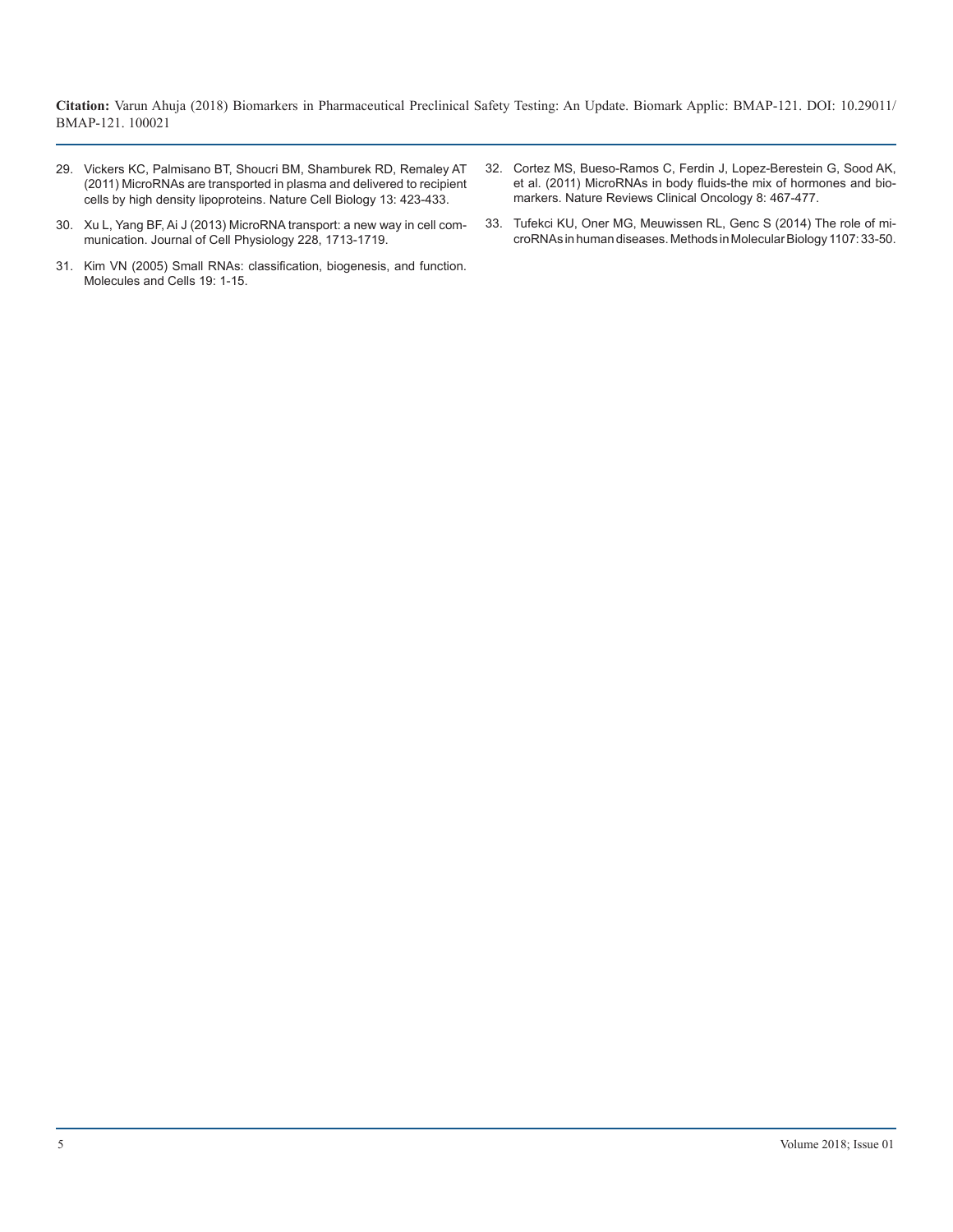29. Vickers KC, Palmisano BT, Shoucri BM, Shamburek RD, Remaley AT (2011) MicroRNAs are transported in plasma and delivered to recipient cells by high density lipoproteins. Nature Cell Biology 13: 423-433.

30. Xu L, Yang BF, Ai J (2013) MicroRNA transport: a new way in cell communication. Journal of Cell Physiology 228, 1713-1719.

31. Kim VN (2005) Small RNAs: classification, biogenesis, and function. Molecules and Cells 19: 1-15.

32. Cortez MS, Bueso-Ramos C, Ferdin J, Lopez-Berestein G, Sood AK, et al. (2011) MicroRNAs in body fluids-the mix of hormones and biomarkers. Nature Reviews Clinical Oncology 8: 467-477.

33. Tufekci KU, Oner MG, Meuwissen RL, Genc S (2014) The role of microRNAs in human diseases. Methods in Molecular Biology 1107: 33-50.